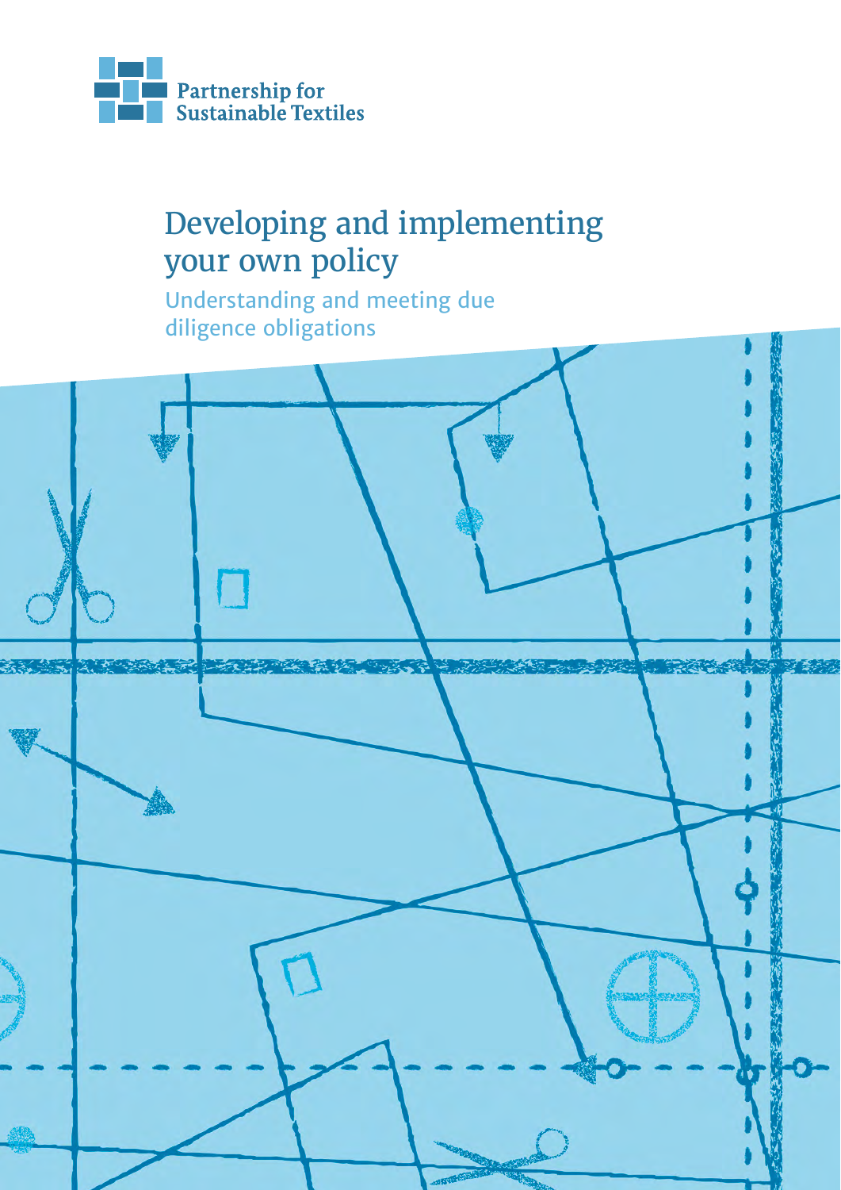Partnership for Sustainable Textiles

# Developing and implementing your own policy

## Understanding and meeting due diligence obligations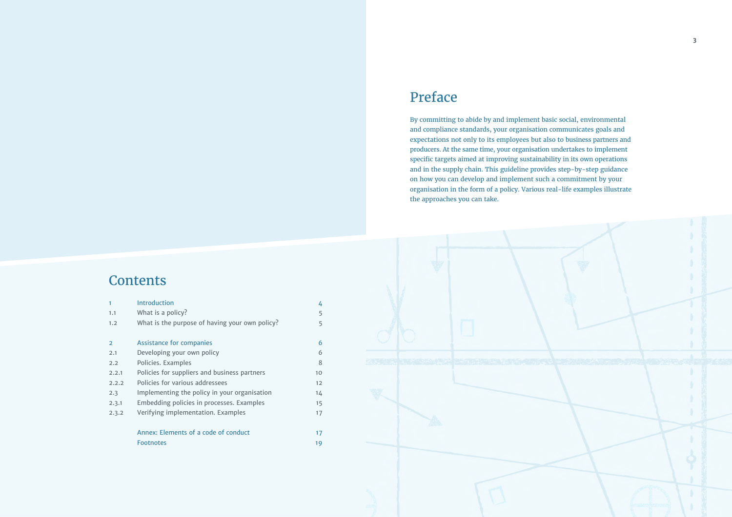## Preface

By committing to abide by and implement basic social, environmental and compliance standards, your organisation communicates goals and expectations not only to its employees but also to business partners and producers. At the same time, your organisation undertakes to implement specific targets aimed at improving sustainability in its own operations and in the supply chain. This guideline provides step-by-step guidance on how you can develop and implement such a commitment by your organisation in the form of a policy. Various real-life examples illustrate the approaches you can take.

## Contents

| | | |
|---|---|---|
| 1 | Introduction | 4 |
| 1.1 | What is a policy? | 5 |
| 1.2 | What is the purpose of having your own policy? | 5 |
| | | |
| 2 | Assistance for companies | 6 |
| 2.1 | Developing your own policy | 6 |
| 2.2 | Policies. Examples | 8 |
| 2.2.1 | Policies for suppliers and business partners | 10 |
| 2.2.2 | Policies for various addressees | 12 |
| 2.3 | Implementing the policy in your organisation | 14 |
| 2.3.1 | Embedding policies in processes. Examples | 15 |
| 2.3.2 | Verifying implementation. Examples | 17 |
| | | |
| | Annex: Elements of a code of conduct | 17 |
| | Footnotes | 19 |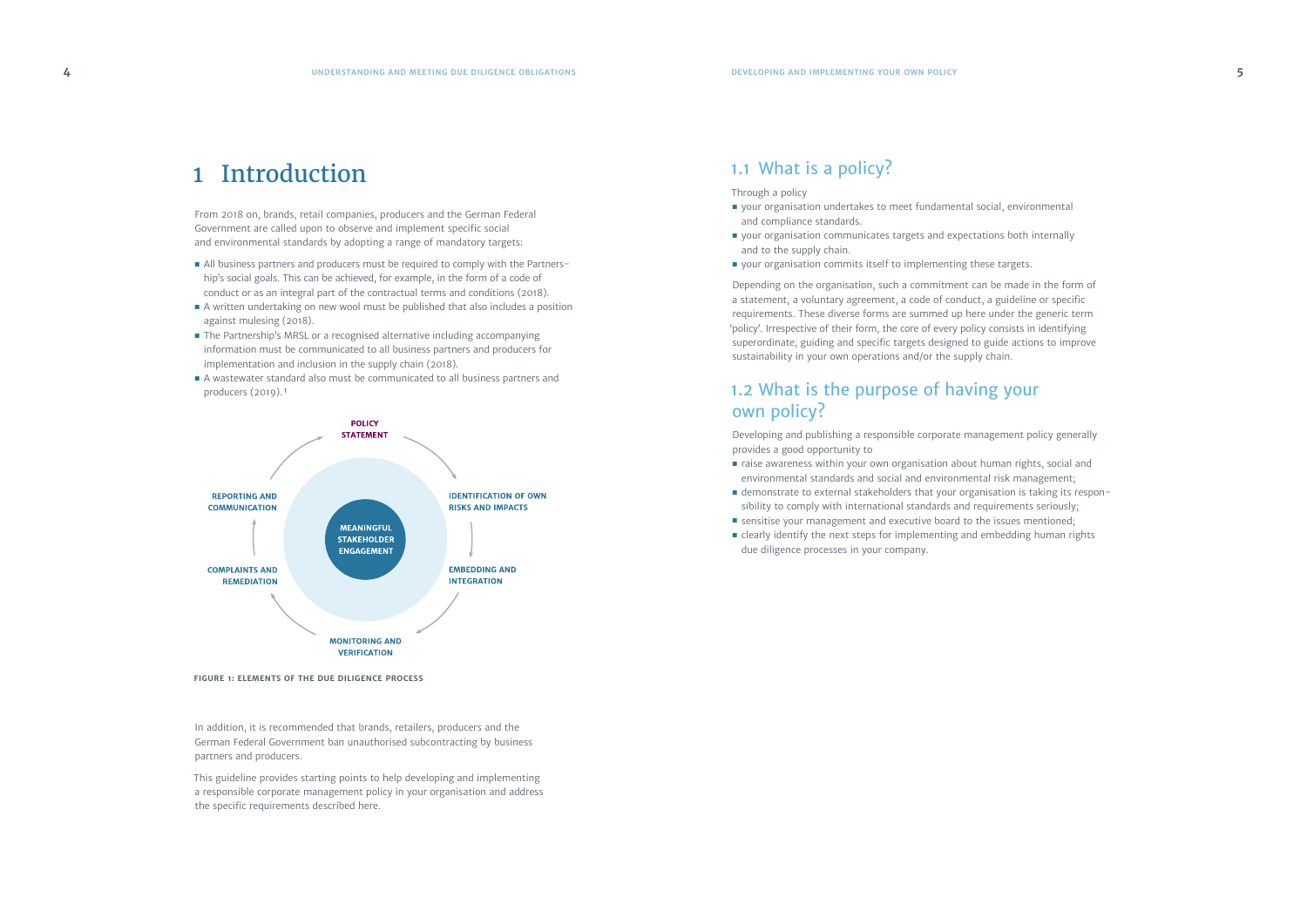# 1 Introduction

From 2018 on, brands, retail companies, producers and the German Federal Government are called upon to observe and implement specific social and environmental standards by adopting a range of mandatory targets:

- All business partners and producers must be required to comply with the Partnership's social goals. This can be achieved, for example, in the form of a code of conduct or as an integral part of the contractual terms and conditions (2018).
- A written undertaking on new wool must be published that also includes a position against mulesing (2018).
- The Partnership's MRSL or a recognised alternative including accompanying information must be communicated to all business partners and producers for implementation and inclusion in the supply chain (2018).
- A wastewater standard also must be communicated to all business partners and producers (2019).[1]

POLICY STATEMENT

IDENTIFICATION OF OWN RISKS AND IMPACTS

EMBEDDING AND INTEGRATION

MONITORING AND VERIFICATION

COMPLAINTS AND REMEDIATION

REPORTING AND COMMUNICATION

MEANINGFUL STAKEHOLDER ENGAGEMENT

**FIGURE 1: ELEMENTS OF THE DUE DILIGENCE PROCESS**

In addition, it is recommended that brands, retailers, producers and the German Federal Government ban unauthorised subcontracting by business partners and producers.

This guideline provides starting points to help developing and implementing a responsible corporate management policy in your organisation and address the specific requirements described here.

## 1.1 What is a policy?

Through a policy

- your organisation undertakes to meet fundamental social, environmental and compliance standards.
- your organisation communicates targets and expectations both internally and to the supply chain.
- your organisation commits itself to implementing these targets.

Depending on the organisation, such a commitment can be made in the form of a statement, a voluntary agreement, a code of conduct, a guideline or specific requirements. These diverse forms are summed up here under the generic term 'policy'. Irrespective of their form, the core of every policy consists in identifying superordinate, guiding and specific targets designed to guide actions to improve sustainability in your own operations and/or the supply chain.

## 1.2 What is the purpose of having your own policy?

Developing and publishing a responsible corporate management policy generally provides a good opportunity to

- raise awareness within your own organisation about human rights, social and environmental standards and social and environmental risk management;
- demonstrate to external stakeholders that your organisation is taking its responsibility to comply with international standards and requirements seriously;
- sensitise your management and executive board to the issues mentioned;
- clearly identify the next steps for implementing and embedding human rights due diligence processes in your company.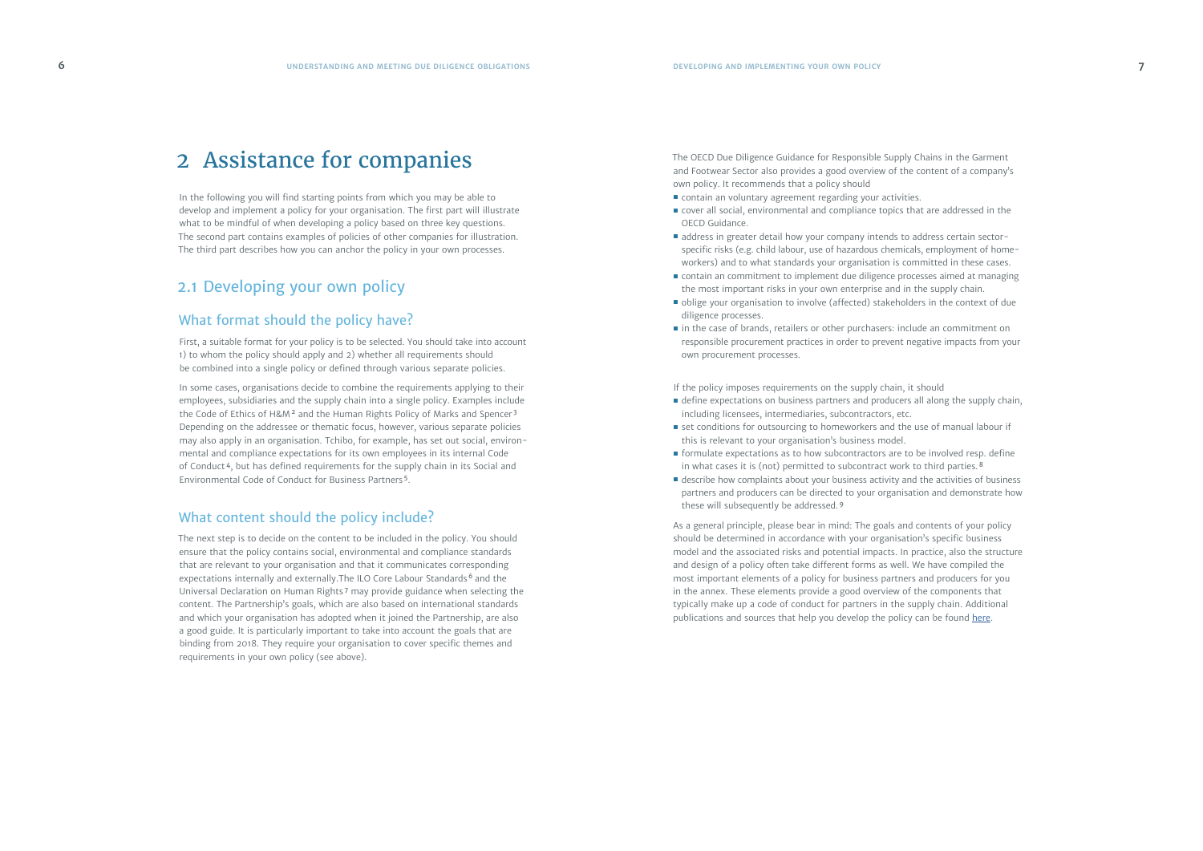# 2 Assistance for companies

In the following you will find starting points from which you may be able to develop and implement a policy for your organisation. The first part will illustrate what to be mindful of when developing a policy based on three key questions. The second part contains examples of policies of other companies for illustration. The third part describes how you can anchor the policy in your own processes.

## 2.1 Developing your own policy

### What format should the policy have?

First, a suitable format for your policy is to be selected. You should take into account 1) to whom the policy should apply and 2) whether all requirements should be combined into a single policy or defined through various separate policies.

In some cases, organisations decide to combine the requirements applying to their employees, subsidiaries and the supply chain into a single policy. Examples include the Code of Ethics of H&M[2] and the Human Rights Policy of Marks and Spencer[3] Depending on the addressee or thematic focus, however, various separate policies may also apply in an organisation. Tchibo, for example, has set out social, environmental and compliance expectations for its own employees in its internal Code of Conduct[4], but has defined requirements for the supply chain in its Social and Environmental Code of Conduct for Business Partners[5].

### What content should the policy include?

The next step is to decide on the content to be included in the policy. You should ensure that the policy contains social, environmental and compliance standards that are relevant to your organisation and that it communicates corresponding expectations internally and externally.The ILO Core Labour Standards[6] and the Universal Declaration on Human Rights[7] may provide guidance when selecting the content. The Partnership's goals, which are also based on international standards and which your organisation has adopted when it joined the Partnership, are also a good guide. It is particularly important to take into account the goals that are binding from 2018. They require your organisation to cover specific themes and requirements in your own policy (see above).

The OECD Due Diligence Guidance for Responsible Supply Chains in the Garment and Footwear Sector also provides a good overview of the content of a company's own policy. It recommends that a policy should

- contain an voluntary agreement regarding your activities.
- cover all social, environmental and compliance topics that are addressed in the OECD Guidance.
- address in greater detail how your company intends to address certain sector-specific risks (e.g. child labour, use of hazardous chemicals, employment of home-workers) and to what standards your organisation is committed in these cases.
- contain an commitment to implement due diligence processes aimed at managing the most important risks in your own enterprise and in the supply chain.
- oblige your organisation to involve (affected) stakeholders in the context of due diligence processes.
- in the case of brands, retailers or other purchasers: include an commitment on responsible procurement practices in order to prevent negative impacts from your own procurement processes.

If the policy imposes requirements on the supply chain, it should

- define expectations on business partners and producers all along the supply chain, including licensees, intermediaries, subcontractors, etc.
- set conditions for outsourcing to homeworkers and the use of manual labour if this is relevant to your organisation's business model.
- formulate expectations as to how subcontractors are to be involved resp. define in what cases it is (not) permitted to subcontract work to third parties.[8]
- describe how complaints about your business activity and the activities of business partners and producers can be directed to your organisation and demonstrate how these will subsequently be addressed.[9]

As a general principle, please bear in mind: The goals and contents of your policy should be determined in accordance with your organisation's specific business model and the associated risks and potential impacts. In practice, also the structure and design of a policy often take different forms as well. We have compiled the most important elements of a policy for business partners and producers for you in the annex. These elements provide a good overview of the components that typically make up a code of conduct for partners in the supply chain. Additional publications and sources that help you develop the policy can be found here.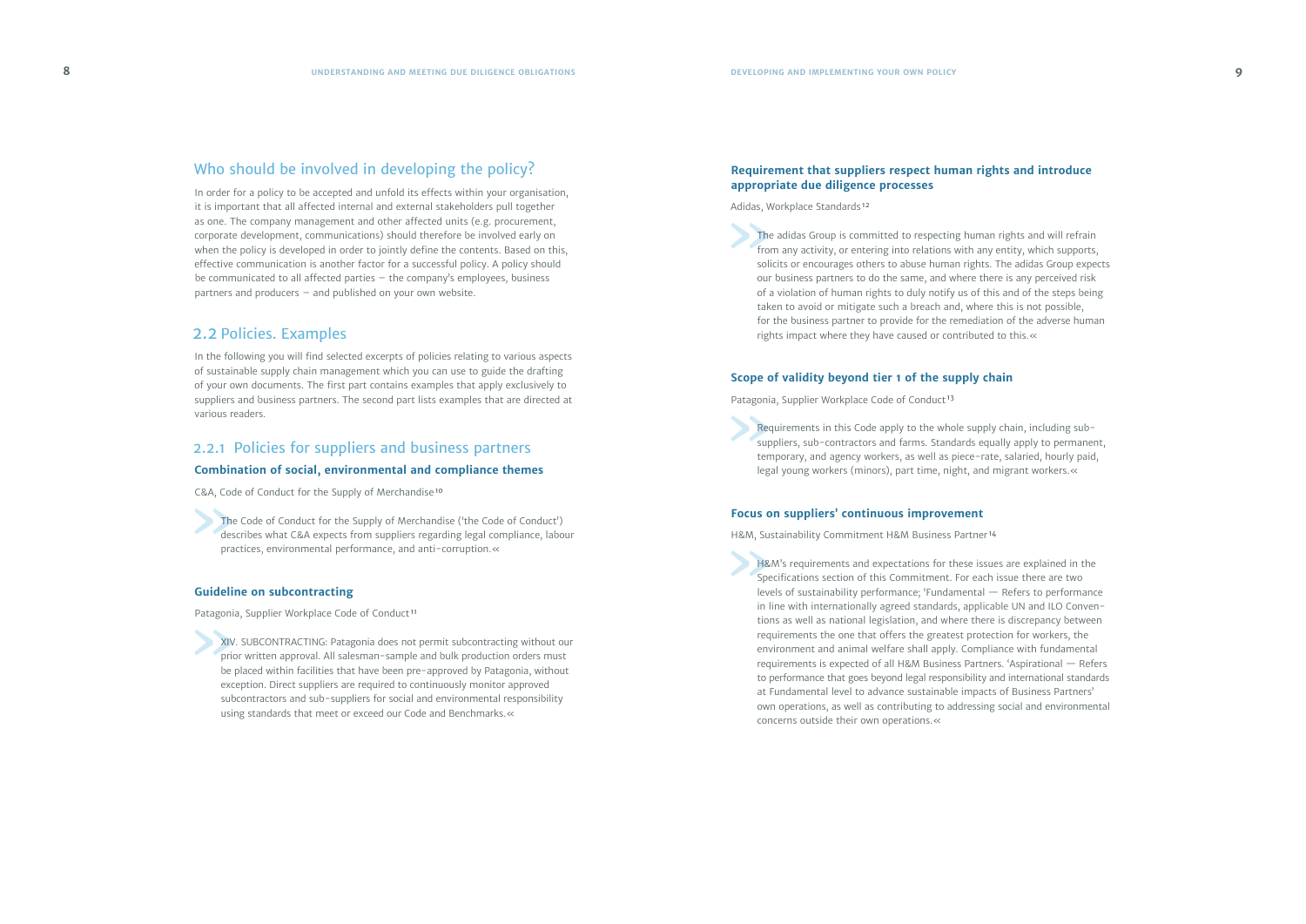## Who should be involved in developing the policy?

In order for a policy to be accepted and unfold its effects within your organisation, it is important that all affected internal and external stakeholders pull together as one. The company management and other affected units (e.g. procurement, corporate development, communications) should therefore be involved early on when the policy is developed in order to jointly define the contents. Based on this, effective communication is another factor for a successful policy. A policy should be communicated to all affected parties – the company's employees, business partners and producers – and published on your own website.

## 2.2 Policies. Examples

In the following you will find selected excerpts of policies relating to various aspects of sustainable supply chain management which you can use to guide the drafting of your own documents. The first part contains examples that apply exclusively to suppliers and business partners. The second part lists examples that are directed at various readers.

### 2.2.1 Policies for suppliers and business partners

#### Combination of social, environmental and compliance themes

C&A, Code of Conduct for the Supply of Merchandise[10]

> The Code of Conduct for the Supply of Merchandise ('the Code of Conduct') describes what C&A expects from suppliers regarding legal compliance, labour practices, environmental performance, and anti-corruption.«

#### Guideline on subcontracting

Patagonia, Supplier Workplace Code of Conduct[11]

> XIV. SUBCONTRACTING: Patagonia does not permit subcontracting without our prior written approval. All salesman-sample and bulk production orders must be placed within facilities that have been pre-approved by Patagonia, without exception. Direct suppliers are required to continuously monitor approved subcontractors and sub-suppliers for social and environmental responsibility using standards that meet or exceed our Code and Benchmarks.«

#### Requirement that suppliers respect human rights and introduce appropriate due diligence processes

Adidas, Workplace Standards[12]

> The adidas Group is committed to respecting human rights and will refrain from any activity, or entering into relations with any entity, which supports, solicits or encourages others to abuse human rights. The adidas Group expects our business partners to do the same, and where there is any perceived risk of a violation of human rights to duly notify us of this and of the steps being taken to avoid or mitigate such a breach and, where this is not possible, for the business partner to provide for the remediation of the adverse human rights impact where they have caused or contributed to this.«

#### Scope of validity beyond tier 1 of the supply chain

Patagonia, Supplier Workplace Code of Conduct[13]

> Requirements in this Code apply to the whole supply chain, including sub-suppliers, sub-contractors and farms. Standards equally apply to permanent, temporary, and agency workers, as well as piece-rate, salaried, hourly paid, legal young workers (minors), part time, night, and migrant workers.«

#### Focus on suppliers' continuous improvement

H&M, Sustainability Commitment H&M Business Partner[14]

> H&M's requirements and expectations for these issues are explained in the Specifications section of this Commitment. For each issue there are two levels of sustainability performance; 'Fundamental — Refers to performance in line with internationally agreed standards, applicable UN and ILO Conventions as well as national legislation, and where there is discrepancy between requirements the one that offers the greatest protection for workers, the environment and animal welfare shall apply. Compliance with fundamental requirements is expected of all H&M Business Partners. 'Aspirational — Refers to performance that goes beyond legal responsibility and international standards at Fundamental level to advance sustainable impacts of Business Partners' own operations, as well as contributing to addressing social and environmental concerns outside their own operations.«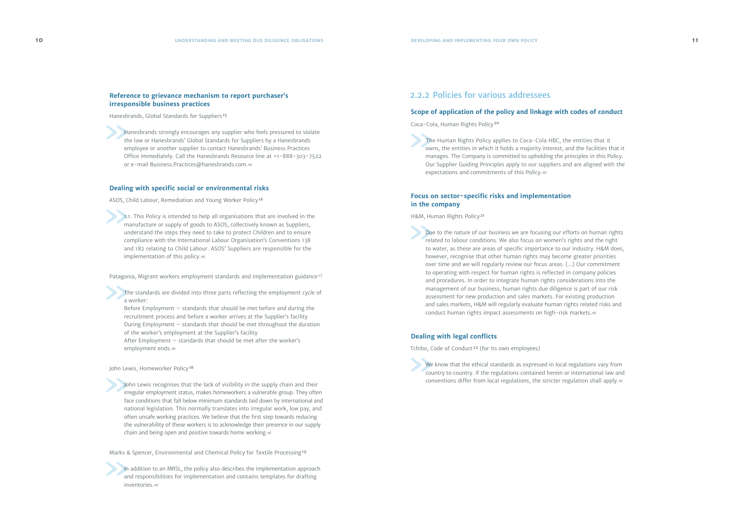### Reference to grievance mechanism to report purchaser's irresponsible business practices

Hanesbrands, Global Standards for Suppliers[15]

> Hanesbrands strongly encourages any supplier who feels pressured to violate the law or Hanesbrands' Global Standards for Suppliers by a Hanesbrands employee or another supplier to contact Hanesbrands' Business Practices Office immediately. Call the Hanesbrands Resource line at +1-888-303-7522 or e-mail Business.Practices@hanesbrands.com.«

### Dealing with specific social or environmental risks

ASOS, Child Labour, Remediation and Young Worker Policy[16]

> 1.1. This Policy is intended to help all organisations that are involved in the manufacture or supply of goods to ASOS, collectively known as Suppliers, understand the steps they need to take to protect Children and to ensure compliance with the International Labour Organisation's Conventions 138 and 182 relating to Child Labour. ASOS' Suppliers are responsible for the implementation of this policy.«

Patagonia, Migrant workers employment standards and implementation guidance[17]

> The standards are divided into three parts reflecting the employment cycle of a worker:
> Before Employment – standards that should be met before and during the recruitment process and before a worker arrives at the Supplier's facility
> During Employment – standards that should be met throughout the duration of the worker's employment at the Supplier's facility
> After Employment – standards that should be met after the worker's employment ends.«

John Lewis, Homeworker Policy[18]

> John Lewis recognises that the lack of visibility in the supply chain and their irregular employment status, makes homeworkers a vulnerable group. They often face conditions that fall below minimum standards laid down by international and national legislation. This normally translates into irregular work, low pay, and often unsafe working practices. We believe that the first step towards reducing the vulnerability of these workers is to acknowledge their presence in our supply chain and being open and positive towards home working.«

Marks & Spencer, Environmental and Chemical Policy for Textile Processing[19]

> In addition to an MRSL, the policy also describes the implementation approach and responsibilities for implementation and contains templates for drafting inventories.«

## 2.2.2 Policies for various addressees

### Scope of application of the policy and linkage with codes of conduct

Coca-Cola, Human Rights Policy[20]

> The Human Rights Policy applies to Coca-Cola HBC, the entities that it owns, the entities in which it holds a majority interest, and the facilities that it manages. The Company is committed to upholding the principles in this Policy. Our Supplier Guiding Principles apply to our suppliers and are aligned with the expectations and commitments of this Policy.«

### Focus on sector-specific risks and implementation in the company

H&M, Human Rights Policy[21]

> Due to the nature of our business we are focusing our efforts on human rights related to labour conditions. We also focus on women's rights and the right to water, as these are areas of specific importance to our industry. H&M does, however, recognise that other human rights may become greater priorities over time and we will regularly review our focus areas. (...) Our commitment to operating with respect for human rights is reflected in company policies and procedures. In order to integrate human rights considerations into the management of our business, human rights due diligence is part of our risk assessment for new production and sales markets. For existing production and sales markets, H&M will regularly evaluate human rights related risks and conduct human rights impact assessments on high-risk markets.«

### Dealing with legal conflicts

Tchibo, Code of Conduct[22] (for its own employees)

> We know that the ethical standards as expressed in local regulations vary from country to country. If the regulations contained herein or international law and conventions differ from local regulations, the stricter regulation shall apply.«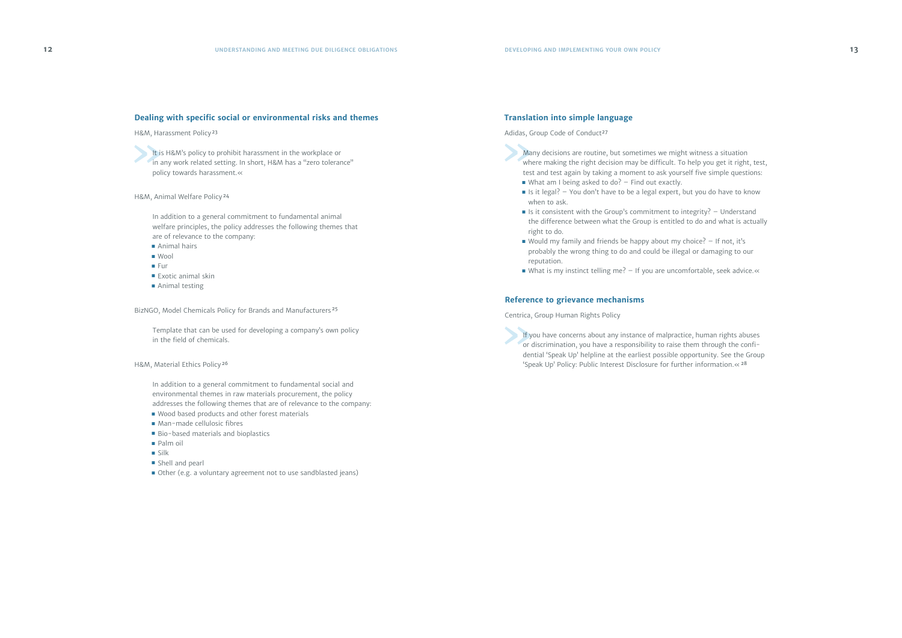## Dealing with specific social or environmental risks and themes

H&M, Harassment Policy[23]

> It is H&M's policy to prohibit harassment in the workplace or in any work related setting. In short, H&M has a "zero tolerance" policy towards harassment.«

H&M, Animal Welfare Policy[24]

In addition to a general commitment to fundamental animal welfare principles, the policy addresses the following themes that are of relevance to the company:

- Animal hairs
- Wool
- Fur
- Exotic animal skin
- Animal testing

BizNGO, Model Chemicals Policy for Brands and Manufacturers[25]

Template that can be used for developing a company's own policy in the field of chemicals.

H&M, Material Ethics Policy[26]

In addition to a general commitment to fundamental social and environmental themes in raw materials procurement, the policy addresses the following themes that are of relevance to the company:

- Wood based products and other forest materials
- Man-made cellulosic fibres
- Bio-based materials and bioplastics
- Palm oil
- Silk
- Shell and pearl
- Other (e.g. a voluntary agreement not to use sandblasted jeans)

## Translation into simple language

Adidas, Group Code of Conduct[27]

> Many decisions are routine, but sometimes we might witness a situation where making the right decision may be difficult. To help you get it right, test, test and test again by taking a moment to ask yourself five simple questions:
>
> - What am I being asked to do? – Find out exactly.
> - Is it legal? – You don't have to be a legal expert, but you do have to know when to ask.
> - Is it consistent with the Group's commitment to integrity? – Understand the difference between what the Group is entitled to do and what is actually right to do.
> - Would my family and friends be happy about my choice? – If not, it's probably the wrong thing to do and could be illegal or damaging to our reputation.
> - What is my instinct telling me? – If you are uncomfortable, seek advice.«

## Reference to grievance mechanisms

Centrica, Group Human Rights Policy

> If you have concerns about any instance of malpractice, human rights abuses or discrimination, you have a responsibility to raise them through the confidential 'Speak Up' helpline at the earliest possible opportunity. See the Group 'Speak Up' Policy: Public Interest Disclosure for further information.«[28]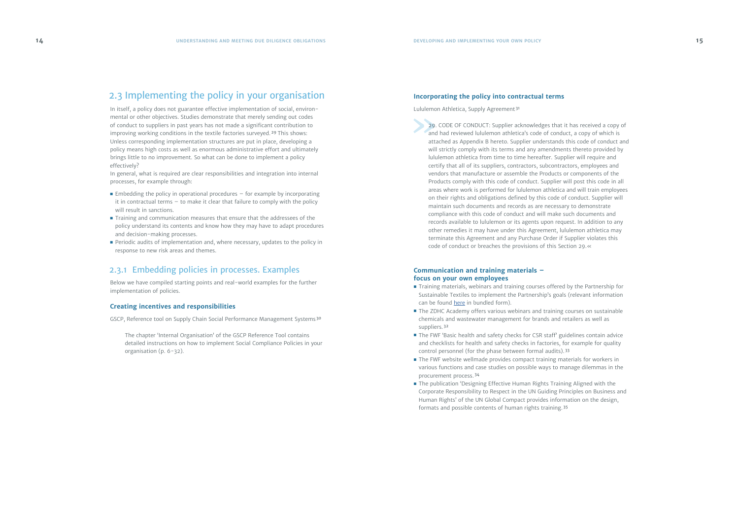## 2.3 Implementing the policy in your organisation

In itself, a policy does not guarantee effective implementation of social, environmental or other objectives. Studies demonstrate that merely sending out codes of conduct to suppliers in past years has not made a significant contribution to improving working conditions in the textile factories surveyed.[29] This shows: Unless corresponding implementation structures are put in place, developing a policy means high costs as well as enormous administrative effort and ultimately brings little to no improvement. So what can be done to implement a policy effectively?

In general, what is required are clear responsibilities and integration into internal processes, for example through:

- Embedding the policy in operational procedures – for example by incorporating it in contractual terms – to make it clear that failure to comply with the policy will result in sanctions.
- Training and communication measures that ensure that the addressees of the policy understand its contents and know how they may have to adapt procedures and decision-making processes.
- Periodic audits of implementation and, where necessary, updates to the policy in response to new risk areas and themes.

### 2.3.1 Embedding policies in processes. Examples

Below we have compiled starting points and real-world examples for the further implementation of policies.

#### Creating incentives and responsibilities

GSCP, Reference tool on Supply Chain Social Performance Management Systems[30]

> The chapter 'Internal Organisation' of the GSCP Reference Tool contains detailed instructions on how to implement Social Compliance Policies in your organisation (p. 6–32).

#### Incorporating the policy into contractual terms

Lululemon Athletica, Supply Agreement[31]

> »29. CODE OF CONDUCT: Supplier acknowledges that it has received a copy of and had reviewed lululemon athletica's code of conduct, a copy of which is attached as Appendix B hereto. Supplier understands this code of conduct and will strictly comply with its terms and any amendments thereto provided by lululemon athletica from time to time hereafter. Supplier will require and certify that all of its suppliers, contractors, subcontractors, employees and vendors that manufacture or assemble the Products or components of the Products comply with this code of conduct. Supplier will post this code in all areas where work is performed for lululemon athletica and will train employees on their rights and obligations defined by this code of conduct. Supplier will maintain such documents and records as are necessary to demonstrate compliance with this code of conduct and will make such documents and records available to lululemon or its agents upon request. In addition to any other remedies it may have under this Agreement, lululemon athletica may terminate this Agreement and any Purchase Order if Supplier violates this code of conduct or breaches the provisions of this Section 29.«

#### Communication and training materials – focus on your own employees

- Training materials, webinars and training courses offered by the Partnership for Sustainable Textiles to implement the Partnership's goals (relevant information can be found here in bundled form).
- The ZDHC Academy offers various webinars and training courses on sustainable chemicals and wastewater management for brands and retailers as well as suppliers.[32]
- The FWF 'Basic health and safety checks for CSR staff' guidelines contain advice and checklists for health and safety checks in factories, for example for quality control personnel (for the phase between formal audits).[33]
- The FWF website wellmade provides compact training materials for workers in various functions and case studies on possible ways to manage dilemmas in the procurement process.[34]
- The publication 'Designing Effective Human Rights Training Aligned with the Corporate Responsibility to Respect in the UN Guiding Principles on Business and Human Rights' of the UN Global Compact provides information on the design, formats and possible contents of human rights training.[35]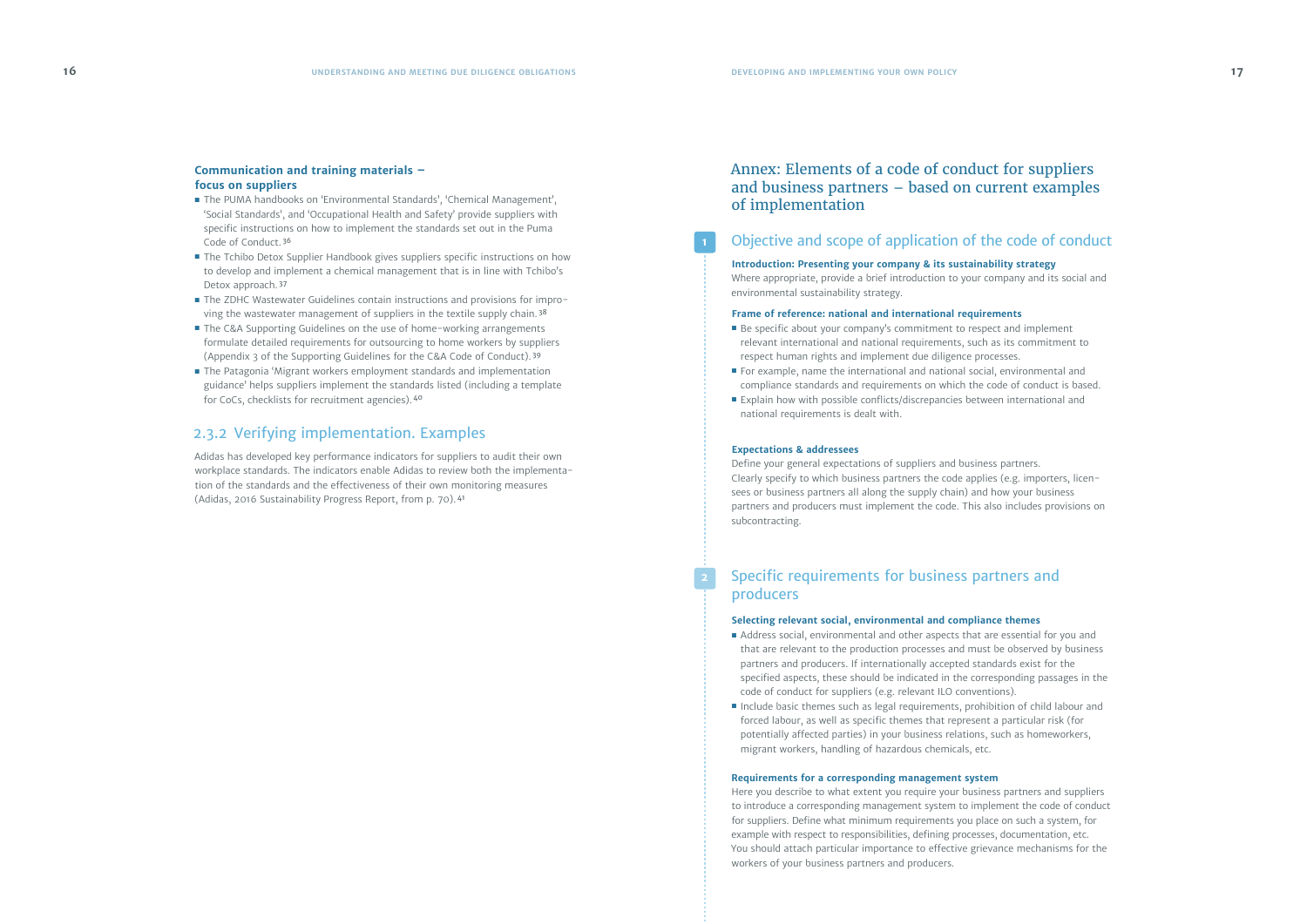**Communication and training materials – focus on suppliers**

- The PUMA handbooks on 'Environmental Standards', 'Chemical Management', 'Social Standards', and 'Occupational Health and Safety' provide suppliers with specific instructions on how to implement the standards set out in the Puma Code of Conduct.[36]
- The Tchibo Detox Supplier Handbook gives suppliers specific instructions on how to develop and implement a chemical management that is in line with Tchibo's Detox approach.[37]
- The ZDHC Wastewater Guidelines contain instructions and provisions for improving the wastewater management of suppliers in the textile supply chain.[38]
- The C&A Supporting Guidelines on the use of home-working arrangements formulate detailed requirements for outsourcing to home workers by suppliers (Appendix 3 of the Supporting Guidelines for the C&A Code of Conduct).[39]
- The Patagonia 'Migrant workers employment standards and implementation guidance' helps suppliers implement the standards listed (including a template for CoCs, checklists for recruitment agencies).[40]

## 2.3.2 Verifying implementation. Examples

Adidas has developed key performance indicators for suppliers to audit their own workplace standards. The indicators enable Adidas to review both the implementation of the standards and the effectiveness of their own monitoring measures (Adidas, 2016 Sustainability Progress Report, from p. 70).[41]

# Annex: Elements of a code of conduct for suppliers and business partners – based on current examples of implementation

## 1 Objective and scope of application of the code of conduct

**Introduction: Presenting your company & its sustainability strategy**

Where appropriate, provide a brief introduction to your company and its social and environmental sustainability strategy.

**Frame of reference: national and international requirements**

- Be specific about your company's commitment to respect and implement relevant international and national requirements, such as its commitment to respect human rights and implement due diligence processes.
- For example, name the international and national social, environmental and compliance standards and requirements on which the code of conduct is based.
- Explain how with possible conflicts/discrepancies between international and national requirements is dealt with.

**Expectations & addressees**

Define your general expectations of suppliers and business partners.
Clearly specify to which business partners the code applies (e.g. importers, licensees or business partners all along the supply chain) and how your business partners and producers must implement the code. This also includes provisions on subcontracting.

## 2 Specific requirements for business partners and producers

**Selecting relevant social, environmental and compliance themes**

- Address social, environmental and other aspects that are essential for you and that are relevant to the production processes and must be observed by business partners and producers. If internationally accepted standards exist for the specified aspects, these should be indicated in the corresponding passages in the code of conduct for suppliers (e.g. relevant ILO conventions).
- Include basic themes such as legal requirements, prohibition of child labour and forced labour, as well as specific themes that represent a particular risk (for potentially affected parties) in your business relations, such as homeworkers, migrant workers, handling of hazardous chemicals, etc.

**Requirements for a corresponding management system**

Here you describe to what extent you require your business partners and suppliers to introduce a corresponding management system to implement the code of conduct for suppliers. Define what minimum requirements you place on such a system, for example with respect to responsibilities, defining processes, documentation, etc.
You should attach particular importance to effective grievance mechanisms for the workers of your business partners and producers.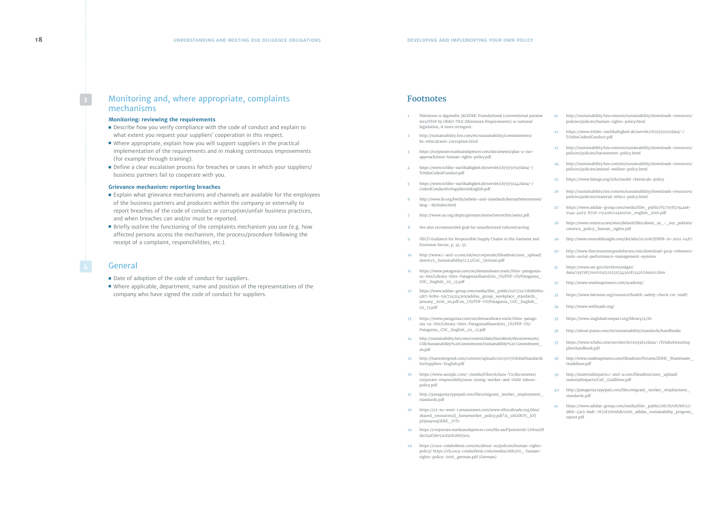## 3 Monitoring and, where appropriate, complaints mechanisms

### Monitoring: reviewing the requirements

- Describe how you verify compliance with the code of conduct and explain to what extent you request your suppliers' cooperation in this respect.
- Where appropriate, explain how you will support suppliers in the practical implementation of the requirements and in making continuous improvements (for example through training).
- Define a clear escalation process for breaches or cases in which your suppliers/ business partners fail to cooperate with you.

### Grievance mechanism: reporting breaches

- Explain what grievance mechanisms and channels are available for the employees of the business partners and producers within the company or externally to report breaches of the code of conduct or corruption/unfair business practices, and when breaches can and/or must be reported.
- Briefly outline the functioning of the complaints mechanism you use (e.g. how affected persons access the mechanism, the process/procedure following the receipt of a complaint, responsibilities, etc.).

## 4 General

- Date of adoption of the code of conduct for suppliers.
- Where applicable, department, name and position of the representatives of the company who have signed the code of conduct for suppliers.

## Footnotes

1. Minimum is Appendix 38/ZDHC Foundational (conventional parameters/STeP by OEKO-TEX (Minimum Requirements) or national legislation, if more stringent.
2. http://sustainability.hm.com/en/sustainability/commitments/be-ethical/anti-corruption.html
3. https://corporate.marksandspencer.com/documents/plan-a-our-approach/mns-human-rights-policy.pdf
4. https://www.tchibo-nachhaltigkeit.de/servlet/cb/955050/data/-/TchiboCodeofConduct.pdf
5. https://www.tchibo-nachhaltigkeit.de/servlet/cb/955044/data/-/CodeofConductforSuppliersinEnglish.pdf
6. http://www.ilo.org/berlin/arbeits-und-standards/kernarbeitsnormen/lang--de/index.html
7. http://www.un.org/depts/german/menschenrechte/aemr.pdf
8. See also recommended goal for unauthorized subcontracting
9. OECD Guidance for Responsible Supply Chains in the Garment and Footwear Sector, p. 34–35.
10. http://www.c-and-a.com/uk/en/corporate/fileadmin/user_upload/Assets/2_Sustainability/2.3.1/CoC_German.pdf
11. https://www.patagonia.com/on/demandware.static/Sites-patagonia-us-Site/Library-Sites-PatagoniaShared/en_US/PDF-US/Patagonia_COC_English_02_13.pdf
12. https://www.adidas-group.com/media/filer_public/11/c7/11c72b1bb6b2-4fe7-b0b9-59c7242143e9/adidas_group_workplace_standards_january_2016_en.pdf en_US/PDF-US/Patagonia_COC_English_02_13.pdf
13. https://www.patagonia.com/on/demandware.static/Sites-patagonia-us-Site/Library-Sites-PatagoniaShared/en_US/PDF-US/Patagonia_COC_English_02_13.pdf
14. http://sustainability.hm.com/content/dam/hm/about/documents/en/CSR/Sustainability%20Commitment/Sustainability%20 Commitment_en.pdf
15. http://hanesforgood.com/content/uploads/2013/07/GlobalStandardsforSuppliers-English.pdf
16. https://www.asosplc.com/~/media/Files/A/Asos-V2/documents/corporate-responsiblity/asos-young-worker-and-child-labour-policy.pdf
17. http://patagonia.typepad.com/files/migrant_worker_employment_standards.pdf
18. https://s3-eu-west-1.amazonaws.com/www.ethicaltrade.org.files/shared_resources/jl_homeworker_policy.pdf?.k_uSGOhT5_kYJpJ9juq0uqGEKE_7rTv
19. https://corporate.marksandspencer.com/file.axd?pointerid=7680a7ffdecf4ef38e52cd91828d5904
20. https://coca-colahellenic.com/en/about-us/policies/human-rights-policy/ https://ch.coca-colahellenic.com/media/2882/01_-human-rights-policy-2016_german.pdf (German)
21. http://sustainability.hm.com/en/sustainability/downloads-resources/policies/policies/human-rights-policy.html
22. https://www.tchibo-nachhaltigkeit.de/servlet/cb/955050/data/-/TchiboCodeofConduct.pdf
23. http://sustainability.hm.com/en/sustainability/downloads-resources/policies/policies/harassment-policy.html
24. http://sustainability.hm.com/en/sustainability/downloads-resources/policies/policies/animal-welfare-policy.html
25. https://www.bizngo.org/info/model-chemicals-policy
26. http://sustainability.hm.com/en/sustainability/downloads-resources/policies/policies/material-ethics-policy.html
27. https://www.adidas-group.com/media/filer_public/f5/79/f5794aa8-514a-4463-8756-c1c496c124a0/coc_english_2016.pdf
28. https://www.centrica.com/sites/default/files/about_us_-_our_policies/centrica_policy_human_rights.pdf
29. http://www.emeraldinsight.com/doi/abs/10.1108/IJOPM-10-2012-0467
30. http://www.theconsumergoodsforum.com/download-gscp-reference-tools-social-performance-management-systems
31. https://www.sec.gov/Archives/edgar/data/1397187/000119312513253430/d534167dex101.htm
32. http://www.roadmaptozero.com/academy/
33. https://www.fairwear.org/resource/health-safety-check-csr-staff/
34. http://www.wellmade.org/
35. https://www.unglobalcompact.org/library/4781
36. http://about.puma.com/en/sustainability/standards/handbooks
37. https://www.tchibo.com/servlet/cb/1199382/data/-/TchiboDetoxSupplierHandbook.pdf
38. http://www.roadmaptozero.com/fileadmin/Pictures/ZDHC_Wastewater_Guidelines.pdf
39. http://materialimpacts.c-and-a.com/fileadmin/user_upload/materialimpacts/CoC_Guidlines.pdf
40. http://patagonia.typepad.com/files/migrant_worker_employment_standards.pdf
41. https://www.adidas-group.com/media/filer_public/08/7b/087bf055-d8d1-43e3-8adc-7672f2760d9b/2016_adidas_sustainability_progress_report.pdf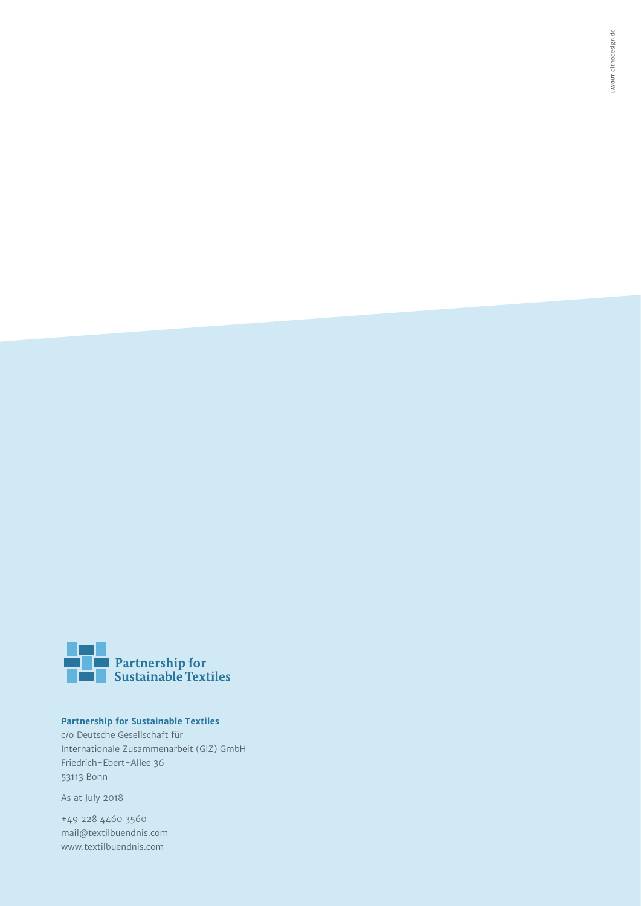LAYOUT dithodesign.de

Partnership for Sustainable Textiles

**Partnership for Sustainable Textiles**
c/o Deutsche Gesellschaft für
Internationale Zusammenarbeit (GIZ) GmbH
Friedrich-Ebert-Allee 36
53113 Bonn

As at July 2018

+49 228 4460 3560
mail@textilbuendnis.com
www.textilbuendnis.com